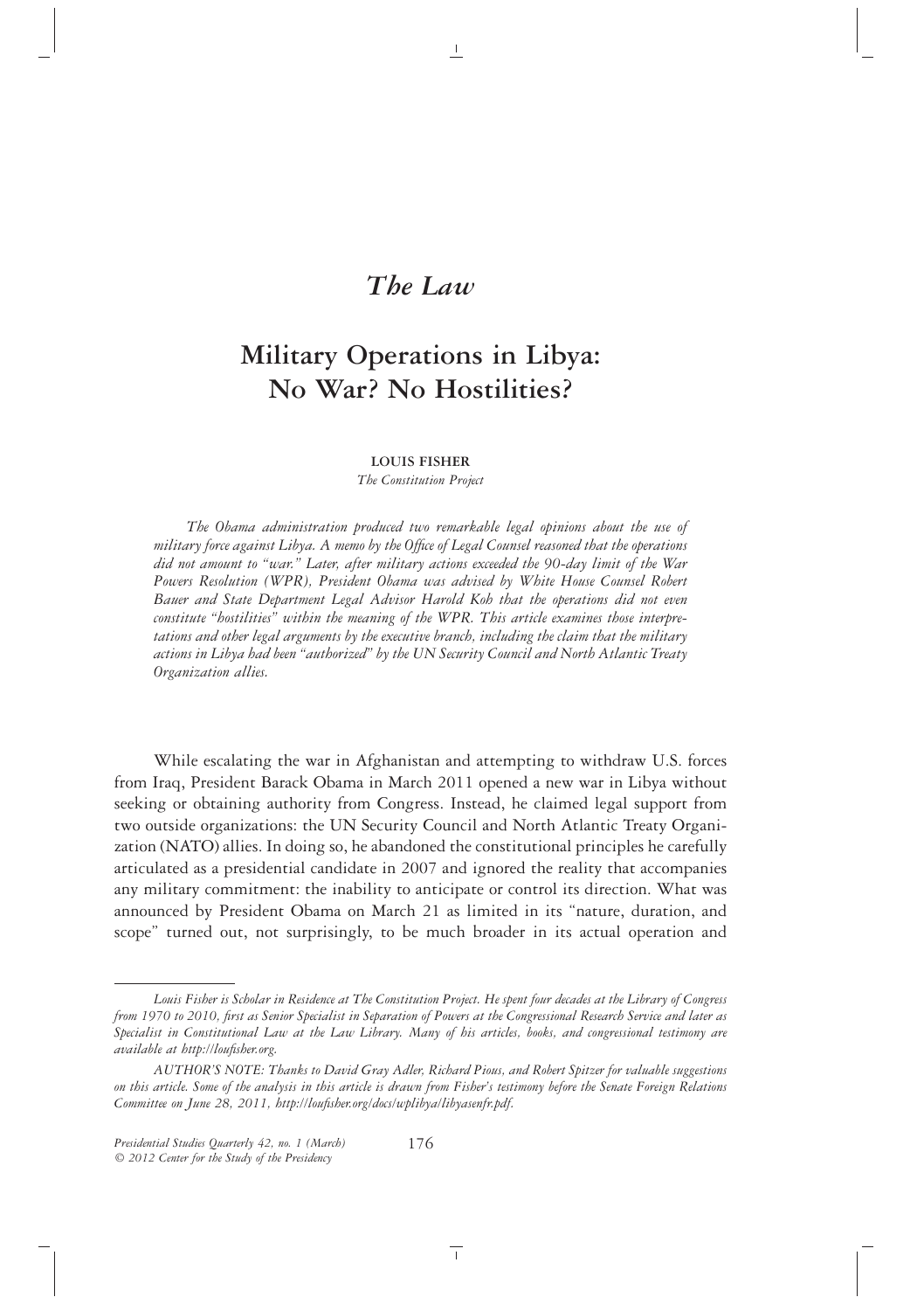# *The Law*

# Military Operations in Libya: No War? No Hostilities?

**LOUIS FISHER**

*The Constitution Project*

*The Obama administration produced two remarkable legal opinions about the use of military force against Libya. A memo by the Office of Legal Counsel reasoned that the operations did not amount to "war." Later, after military actions exceeded the 90-day limit of the War Powers Resolution (WPR), President Obama was advised by White House Counsel Robert Bauer and State Department Legal Advisor Harold Koh that the operations did not even constitute "hostilities" within the meaning of the WPR. This article examines those interpretations and other legal arguments by the executive branch, including the claim that the military actions in Libya had been "authorized" by the UN Security Council and North Atlantic Treaty Organization allies.*

While escalating the war in Afghanistan and attempting to withdraw U.S. forces from Iraq, President Barack Obama in March 2011 opened a new war in Libya without seeking or obtaining authority from Congress. Instead, he claimed legal support from two outside organizations: the UN Security Council and North Atlantic Treaty Organization (NATO) allies. In doing so, he abandoned the constitutional principles he carefully articulated as a presidential candidate in 2007 and ignored the reality that accompanies any military commitment: the inability to anticipate or control its direction. What was announced by President Obama on March 21 as limited in its "nature, duration, and scope" turned out, not surprisingly, to be much broader in its actual operation and

---

*Louis Fisher is Scholar in Residence at The Constitution Project. He spent four decades at the Library of Congress from 1970 to 2010, first as Senior Specialist in Separation of Powers at the Congressional Research Service and later as Specialist in Constitutional Law at the Law Library. Many of his articles, books, and congressional testimony are available at http://loufisher.org.*

*AUTHOR'S NOTE: Thanks to David Gray Adler, Richard Pious, and Robert Spitzer for valuable suggestions on this article. Some of the analysis in this article is drawn from Fisher's testimony before the Senate Foreign Relations Committee on June 28, 2011, http://loufisher.org/docs/wp/libya/libyasenfr.pdf.*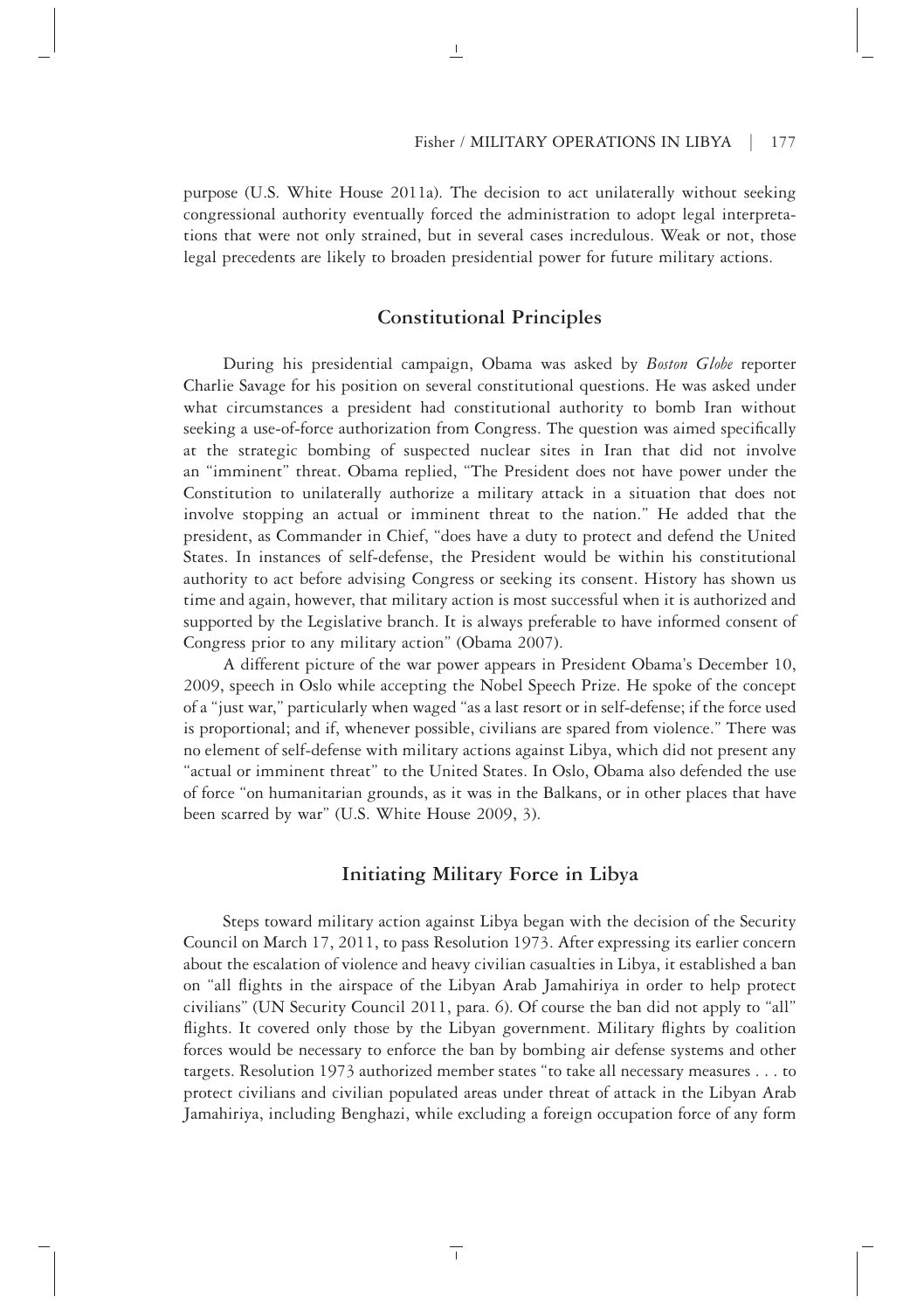purpose (U.S. White House 2011a). The decision to act unilaterally without seeking congressional authority eventually forced the administration to adopt legal interpretations that were not only strained, but in several cases incredulous. Weak or not, those legal precedents are likely to broaden presidential power for future military actions.

## Constitutional Principles

During his presidential campaign, Obama was asked by *Boston Globe* reporter Charlie Savage for his position on several constitutional questions. He was asked under what circumstances a president had constitutional authority to bomb Iran without seeking a use-of-force authorization from Congress. The question was aimed specifically at the strategic bombing of suspected nuclear sites in Iran that did not involve an "imminent" threat. Obama replied, "The President does not have power under the Constitution to unilaterally authorize a military attack in a situation that does not involve stopping an actual or imminent threat to the nation." He added that the president, as Commander in Chief, "does have a duty to protect and defend the United States. In instances of self-defense, the President would be within his constitutional authority to act before advising Congress or seeking its consent. History has shown us time and again, however, that military action is most successful when it is authorized and supported by the Legislative branch. It is always preferable to have informed consent of Congress prior to any military action" (Obama 2007).

A different picture of the war power appears in President Obama's December 10, 2009, speech in Oslo while accepting the Nobel Speech Prize. He spoke of the concept of a "just war," particularly when waged "as a last resort or in self-defense; if the force used is proportional; and if, whenever possible, civilians are spared from violence." There was no element of self-defense with military actions against Libya, which did not present any "actual or imminent threat" to the United States. In Oslo, Obama also defended the use of force "on humanitarian grounds, as it was in the Balkans, or in other places that have been scarred by war" (U.S. White House 2009, 3).

## Initiating Military Force in Libya

Steps toward military action against Libya began with the decision of the Security Council on March 17, 2011, to pass Resolution 1973. After expressing its earlier concern about the escalation of violence and heavy civilian casualties in Libya, it established a ban on "all flights in the airspace of the Libyan Arab Jamahiriya in order to help protect civilians" (UN Security Council 2011, para. 6). Of course the ban did not apply to "all" flights. It covered only those by the Libyan government. Military flights by coalition forces would be necessary to enforce the ban by bombing air defense systems and other targets. Resolution 1973 authorized member states "to take all necessary measures . . . to protect civilians and civilian populated areas under threat of attack in the Libyan Arab Jamahiriya, including Benghazi, while excluding a foreign occupation force of any form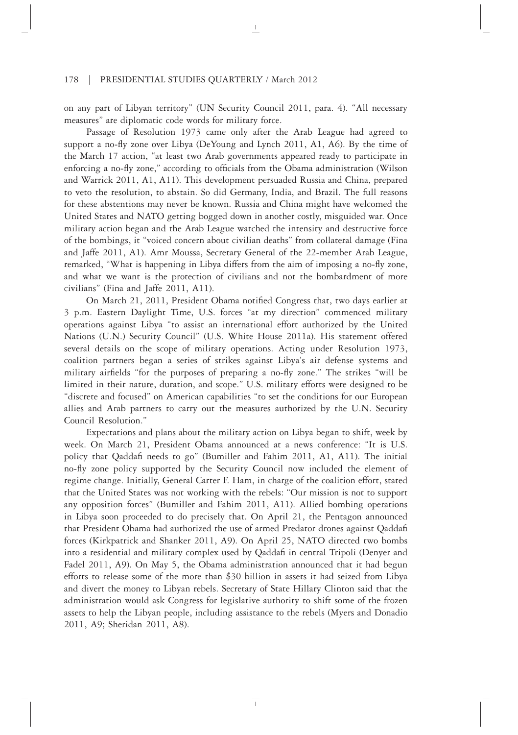on any part of Libyan territory" (UN Security Council 2011, para. 4). "All necessary measures" are diplomatic code words for military force.

Passage of Resolution 1973 came only after the Arab League had agreed to support a no-fly zone over Libya (DeYoung and Lynch 2011, A1, A6). By the time of the March 17 action, "at least two Arab governments appeared ready to participate in enforcing a no-fly zone," according to officials from the Obama administration (Wilson and Warrick 2011, A1, A11). This development persuaded Russia and China, prepared to veto the resolution, to abstain. So did Germany, India, and Brazil. The full reasons for these abstentions may never be known. Russia and China might have welcomed the United States and NATO getting bogged down in another costly, misguided war. Once military action began and the Arab League watched the intensity and destructive force of the bombings, it "voiced concern about civilian deaths" from collateral damage (Fina and Jaffe 2011, A1). Amr Moussa, Secretary General of the 22-member Arab League, remarked, "What is happening in Libya differs from the aim of imposing a no-fly zone, and what we want is the protection of civilians and not the bombardment of more civilians" (Fina and Jaffe 2011, A11).

On March 21, 2011, President Obama notified Congress that, two days earlier at 3 p.m. Eastern Daylight Time, U.S. forces "at my direction" commenced military operations against Libya "to assist an international effort authorized by the United Nations (U.N.) Security Council" (U.S. White House 2011a). His statement offered several details on the scope of military operations. Acting under Resolution 1973, coalition partners began a series of strikes against Libya's air defense systems and military airfields "for the purposes of preparing a no-fly zone." The strikes "will be limited in their nature, duration, and scope." U.S. military efforts were designed to be "discrete and focused" on American capabilities "to set the conditions for our European allies and Arab partners to carry out the measures authorized by the U.N. Security Council Resolution."

Expectations and plans about the military action on Libya began to shift, week by week. On March 21, President Obama announced at a news conference: "It is U.S. policy that Qaddafi needs to go" (Bumiller and Fahim 2011, A1, A11). The initial no-fly zone policy supported by the Security Council now included the element of regime change. Initially, General Carter F. Ham, in charge of the coalition effort, stated that the United States was not working with the rebels: "Our mission is not to support any opposition forces" (Bumiller and Fahim 2011, A11). Allied bombing operations in Libya soon proceeded to do precisely that. On April 21, the Pentagon announced that President Obama had authorized the use of armed Predator drones against Qaddafi forces (Kirkpatrick and Shanker 2011, A9). On April 25, NATO directed two bombs into a residential and military complex used by Qaddafi in central Tripoli (Denyer and Fadel 2011, A9). On May 5, the Obama administration announced that it had begun efforts to release some of the more than $30 billion in assets it had seized from Libya and divert the money to Libyan rebels. Secretary of State Hillary Clinton said that the administration would ask Congress for legislative authority to shift some of the frozen assets to help the Libyan people, including assistance to the rebels (Myers and Donadio 2011, A9; Sheridan 2011, A8).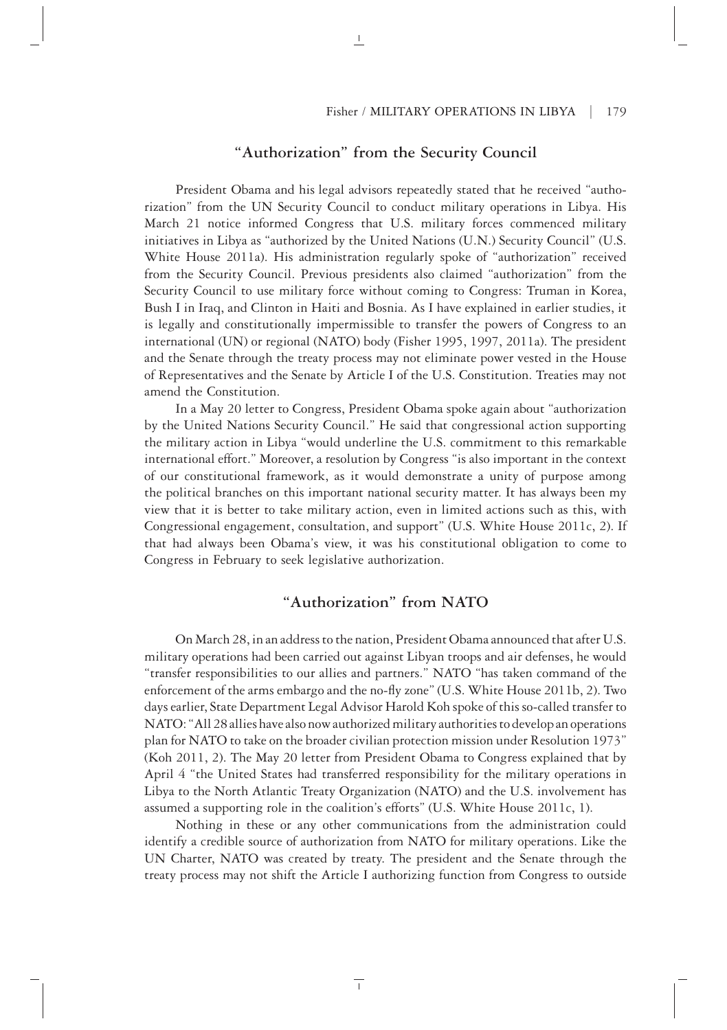## "Authorization" from the Security Council

President Obama and his legal advisors repeatedly stated that he received "authorization" from the UN Security Council to conduct military operations in Libya. His March 21 notice informed Congress that U.S. military forces commenced military initiatives in Libya as "authorized by the United Nations (U.N.) Security Council" (U.S. White House 2011a). His administration regularly spoke of "authorization" received from the Security Council. Previous presidents also claimed "authorization" from the Security Council to use military force without coming to Congress: Truman in Korea, Bush I in Iraq, and Clinton in Haiti and Bosnia. As I have explained in earlier studies, it is legally and constitutionally impermissible to transfer the powers of Congress to an international (UN) or regional (NATO) body (Fisher 1995, 1997, 2011a). The president and the Senate through the treaty process may not eliminate power vested in the House of Representatives and the Senate by Article I of the U.S. Constitution. Treaties may not amend the Constitution.

In a May 20 letter to Congress, President Obama spoke again about "authorization by the United Nations Security Council." He said that congressional action supporting the military action in Libya "would underline the U.S. commitment to this remarkable international effort." Moreover, a resolution by Congress "is also important in the context of our constitutional framework, as it would demonstrate a unity of purpose among the political branches on this important national security matter. It has always been my view that it is better to take military action, even in limited actions such as this, with Congressional engagement, consultation, and support" (U.S. White House 2011c, 2). If that had always been Obama's view, it was his constitutional obligation to come to Congress in February to seek legislative authorization.

## "Authorization" from NATO

On March 28, in an address to the nation, President Obama announced that after U.S. military operations had been carried out against Libyan troops and air defenses, he would "transfer responsibilities to our allies and partners." NATO "has taken command of the enforcement of the arms embargo and the no-fly zone" (U.S. White House 2011b, 2). Two days earlier, State Department Legal Advisor Harold Koh spoke of this so-called transfer to NATO: "All 28 allies have also now authorized military authorities to develop an operations plan for NATO to take on the broader civilian protection mission under Resolution 1973" (Koh 2011, 2). The May 20 letter from President Obama to Congress explained that by April 4 "the United States had transferred responsibility for the military operations in Libya to the North Atlantic Treaty Organization (NATO) and the U.S. involvement has assumed a supporting role in the coalition's efforts" (U.S. White House 2011c, 1).

Nothing in these or any other communications from the administration could identify a credible source of authorization from NATO for military operations. Like the UN Charter, NATO was created by treaty. The president and the Senate through the treaty process may not shift the Article I authorizing function from Congress to outside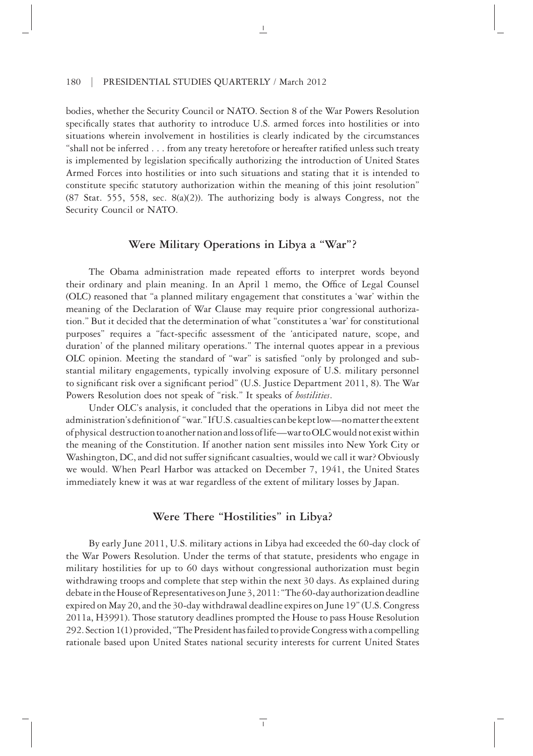bodies, whether the Security Council or NATO. Section 8 of the War Powers Resolution specifically states that authority to introduce U.S. armed forces into hostilities or into situations wherein involvement in hostilities is clearly indicated by the circumstances "shall not be inferred . . . from any treaty heretofore or hereafter ratified unless such treaty is implemented by legislation specifically authorizing the introduction of United States Armed Forces into hostilities or into such situations and stating that it is intended to constitute specific statutory authorization within the meaning of this joint resolution" (87 Stat. 555, 558, sec. 8(a)(2)). The authorizing body is always Congress, not the Security Council or NATO.

## Were Military Operations in Libya a "War"?

The Obama administration made repeated efforts to interpret words beyond their ordinary and plain meaning. In an April 1 memo, the Office of Legal Counsel (OLC) reasoned that "a planned military engagement that constitutes a 'war' within the meaning of the Declaration of War Clause may require prior congressional authorization." But it decided that the determination of what "constitutes a 'war' for constitutional purposes" requires a "fact-specific assessment of the 'anticipated nature, scope, and duration' of the planned military operations." The internal quotes appear in a previous OLC opinion. Meeting the standard of "war" is satisfied "only by prolonged and substantial military engagements, typically involving exposure of U.S. military personnel to significant risk over a significant period" (U.S. Justice Department 2011, 8). The War Powers Resolution does not speak of "risk." It speaks of *hostilities*.

Under OLC's analysis, it concluded that the operations in Libya did not meet the administration's definition of "war." If U.S. casualties can be kept low—no matter the extent of physical destruction to another nation and loss of life—war to OLC would not exist within the meaning of the Constitution. If another nation sent missiles into New York City or Washington, DC, and did not suffer significant casualties, would we call it war? Obviously we would. When Pearl Harbor was attacked on December 7, 1941, the United States immediately knew it was at war regardless of the extent of military losses by Japan.

## Were There "Hostilities" in Libya?

By early June 2011, U.S. military actions in Libya had exceeded the 60-day clock of the War Powers Resolution. Under the terms of that statute, presidents who engage in military hostilities for up to 60 days without congressional authorization must begin withdrawing troops and complete that step within the next 30 days. As explained during debate in the House of Representatives on June 3, 2011: "The 60-day authorization deadline expired on May 20, and the 30-day withdrawal deadline expires on June 19" (U.S. Congress 2011a, H3991). Those statutory deadlines prompted the House to pass House Resolution 292. Section 1(1) provided, "The President has failed to provide Congress with a compelling rationale based upon United States national security interests for current United States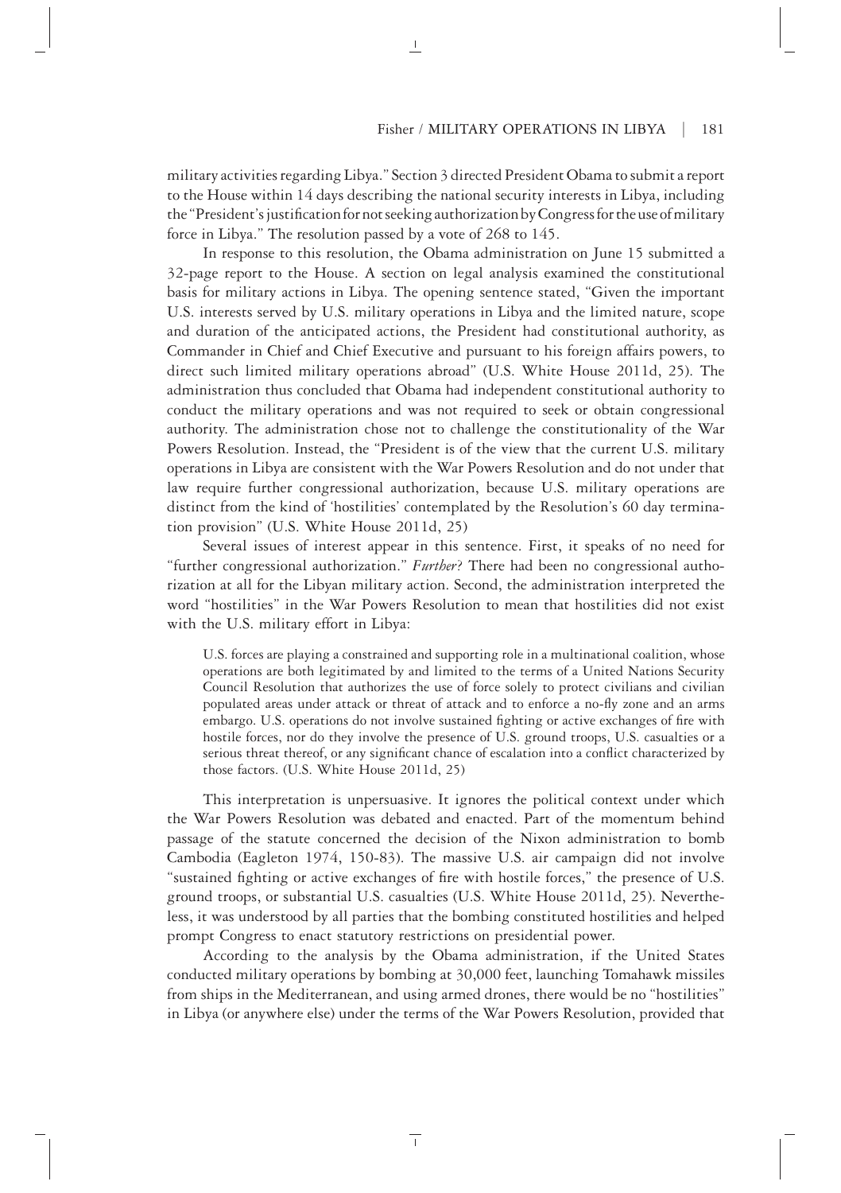military activities regarding Libya." Section 3 directed President Obama to submit a report to the House within 14 days describing the national security interests in Libya, including the "President's justification for not seeking authorization by Congress for the use of military force in Libya." The resolution passed by a vote of 268 to 145.

In response to this resolution, the Obama administration on June 15 submitted a 32-page report to the House. A section on legal analysis examined the constitutional basis for military actions in Libya. The opening sentence stated, "Given the important U.S. interests served by U.S. military operations in Libya and the limited nature, scope and duration of the anticipated actions, the President had constitutional authority, as Commander in Chief and Chief Executive and pursuant to his foreign affairs powers, to direct such limited military operations abroad" (U.S. White House 2011d, 25). The administration thus concluded that Obama had independent constitutional authority to conduct the military operations and was not required to seek or obtain congressional authority. The administration chose not to challenge the constitutionality of the War Powers Resolution. Instead, the "President is of the view that the current U.S. military operations in Libya are consistent with the War Powers Resolution and do not under that law require further congressional authorization, because U.S. military operations are distinct from the kind of 'hostilities' contemplated by the Resolution's 60 day termination provision" (U.S. White House 2011d, 25)

Several issues of interest appear in this sentence. First, it speaks of no need for "further congressional authorization." *Further?* There had been no congressional authorization at all for the Libyan military action. Second, the administration interpreted the word "hostilities" in the War Powers Resolution to mean that hostilities did not exist with the U.S. military effort in Libya:

> U.S. forces are playing a constrained and supporting role in a multinational coalition, whose operations are both legitimated by and limited to the terms of a United Nations Security Council Resolution that authorizes the use of force solely to protect civilians and civilian populated areas under attack or threat of attack and to enforce a no-fly zone and an arms embargo. U.S. operations do not involve sustained fighting or active exchanges of fire with hostile forces, nor do they involve the presence of U.S. ground troops, U.S. casualties or a serious threat thereof, or any significant chance of escalation into a conflict characterized by those factors. (U.S. White House 2011d, 25)

This interpretation is unpersuasive. It ignores the political context under which the War Powers Resolution was debated and enacted. Part of the momentum behind passage of the statute concerned the decision of the Nixon administration to bomb Cambodia (Eagleton 1974, 150-83). The massive U.S. air campaign did not involve "sustained fighting or active exchanges of fire with hostile forces," the presence of U.S. ground troops, or substantial U.S. casualties (U.S. White House 2011d, 25). Nevertheless, it was understood by all parties that the bombing constituted hostilities and helped prompt Congress to enact statutory restrictions on presidential power.

According to the analysis by the Obama administration, if the United States conducted military operations by bombing at 30,000 feet, launching Tomahawk missiles from ships in the Mediterranean, and using armed drones, there would be no "hostilities" in Libya (or anywhere else) under the terms of the War Powers Resolution, provided that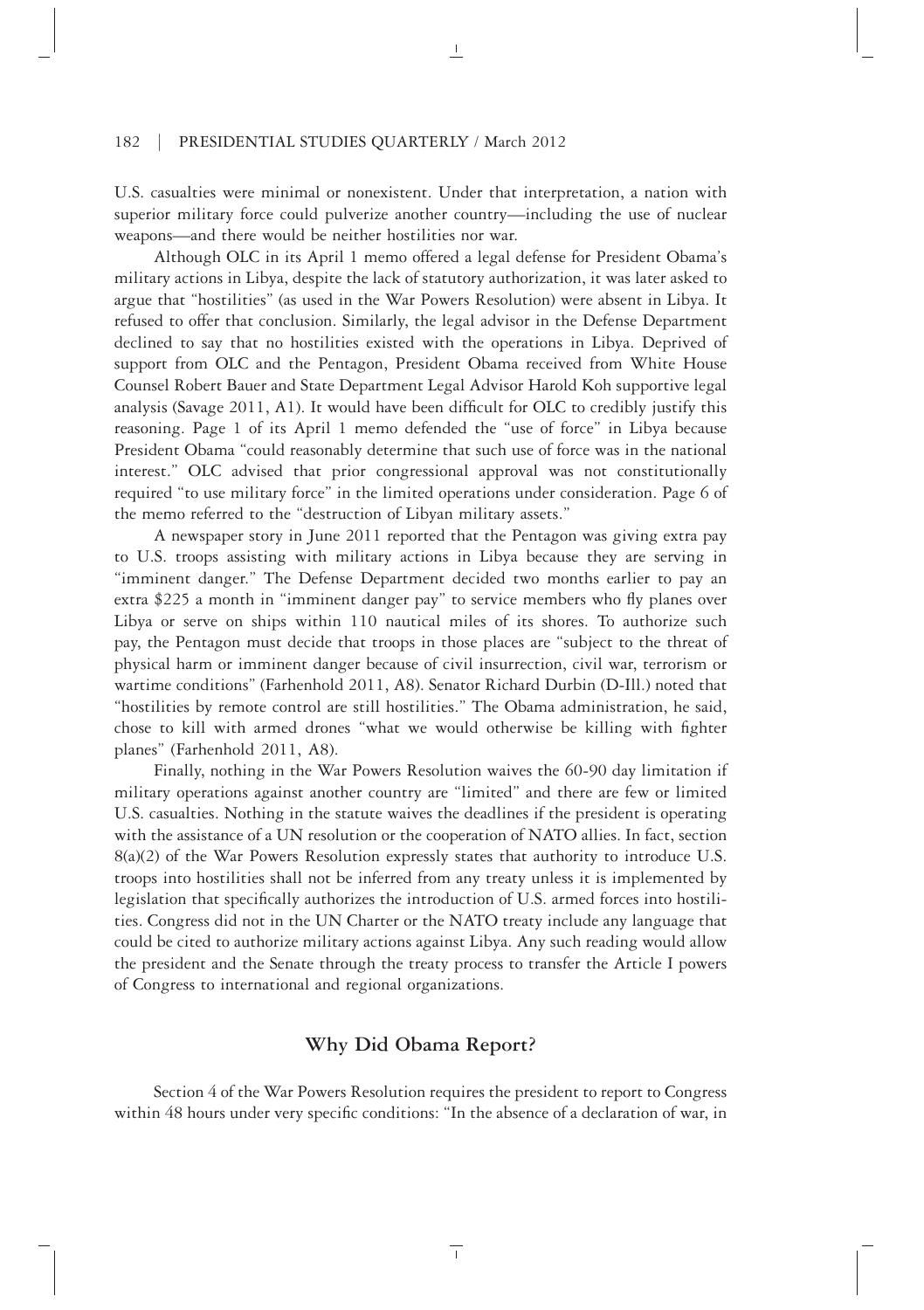U.S. casualties were minimal or nonexistent. Under that interpretation, a nation with superior military force could pulverize another country—including the use of nuclear weapons—and there would be neither hostilities nor war.

Although OLC in its April 1 memo offered a legal defense for President Obama's military actions in Libya, despite the lack of statutory authorization, it was later asked to argue that "hostilities" (as used in the War Powers Resolution) were absent in Libya. It refused to offer that conclusion. Similarly, the legal advisor in the Defense Department declined to say that no hostilities existed with the operations in Libya. Deprived of support from OLC and the Pentagon, President Obama received from White House Counsel Robert Bauer and State Department Legal Advisor Harold Koh supportive legal analysis (Savage 2011, A1). It would have been difficult for OLC to credibly justify this reasoning. Page 1 of its April 1 memo defended the "use of force" in Libya because President Obama "could reasonably determine that such use of force was in the national interest." OLC advised that prior congressional approval was not constitutionally required "to use military force" in the limited operations under consideration. Page 6 of the memo referred to the "destruction of Libyan military assets."

A newspaper story in June 2011 reported that the Pentagon was giving extra pay to U.S. troops assisting with military actions in Libya because they are serving in "imminent danger." The Defense Department decided two months earlier to pay an extra $225 a month in "imminent danger pay" to service members who fly planes over Libya or serve on ships within 110 nautical miles of its shores. To authorize such pay, the Pentagon must decide that troops in those places are "subject to the threat of physical harm or imminent danger because of civil insurrection, civil war, terrorism or wartime conditions" (Farhenhold 2011, A8). Senator Richard Durbin (D-Ill.) noted that "hostilities by remote control are still hostilities." The Obama administration, he said, chose to kill with armed drones "what we would otherwise be killing with fighter planes" (Farhenhold 2011, A8).

Finally, nothing in the War Powers Resolution waives the 60-90 day limitation if military operations against another country are "limited" and there are few or limited U.S. casualties. Nothing in the statute waives the deadlines if the president is operating with the assistance of a UN resolution or the cooperation of NATO allies. In fact, section 8(a)(2) of the War Powers Resolution expressly states that authority to introduce U.S. troops into hostilities shall not be inferred from any treaty unless it is implemented by legislation that specifically authorizes the introduction of U.S. armed forces into hostilities. Congress did not in the UN Charter or the NATO treaty include any language that could be cited to authorize military actions against Libya. Any such reading would allow the president and the Senate through the treaty process to transfer the Article I powers of Congress to international and regional organizations.

## Why Did Obama Report?

Section 4 of the War Powers Resolution requires the president to report to Congress within 48 hours under very specific conditions: "In the absence of a declaration of war, in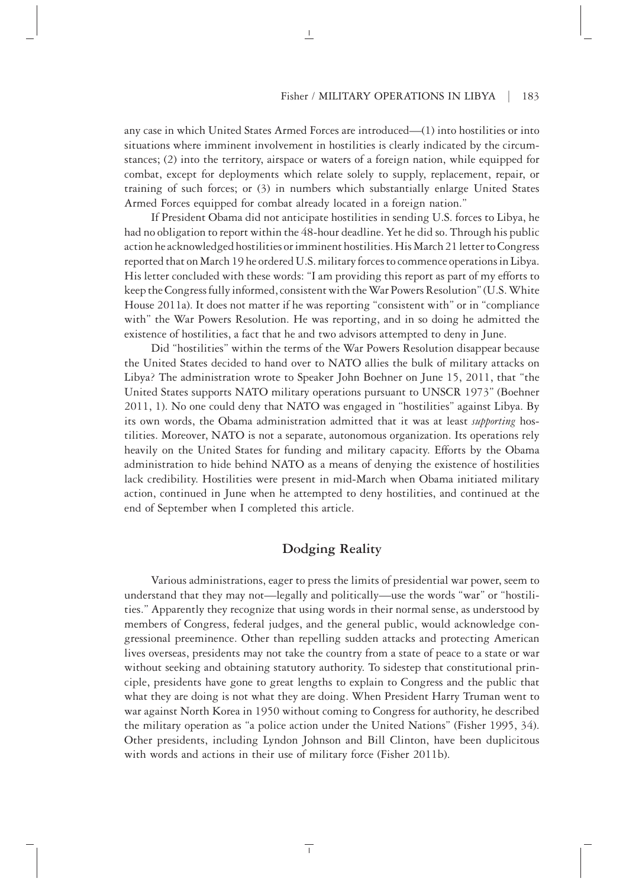any case in which United States Armed Forces are introduced—(1) into hostilities or into situations where imminent involvement in hostilities is clearly indicated by the circumstances; (2) into the territory, airspace or waters of a foreign nation, while equipped for combat, except for deployments which relate solely to supply, replacement, repair, or training of such forces; or (3) in numbers which substantially enlarge United States Armed Forces equipped for combat already located in a foreign nation."

If President Obama did not anticipate hostilities in sending U.S. forces to Libya, he had no obligation to report within the 48-hour deadline. Yet he did so. Through his public action he acknowledged hostilities or imminent hostilities. His March 21 letter to Congress reported that on March 19 he ordered U.S. military forces to commence operations in Libya. His letter concluded with these words: "I am providing this report as part of my efforts to keep the Congress fully informed, consistent with the War Powers Resolution" (U.S. White House 2011a). It does not matter if he was reporting "consistent with" or in "compliance with" the War Powers Resolution. He was reporting, and in so doing he admitted the existence of hostilities, a fact that he and two advisors attempted to deny in June.

Did "hostilities" within the terms of the War Powers Resolution disappear because the United States decided to hand over to NATO allies the bulk of military attacks on Libya? The administration wrote to Speaker John Boehner on June 15, 2011, that "the United States supports NATO military operations pursuant to UNSCR 1973" (Boehner 2011, 1). No one could deny that NATO was engaged in "hostilities" against Libya. By its own words, the Obama administration admitted that it was at least *supporting* hostilities. Moreover, NATO is not a separate, autonomous organization. Its operations rely heavily on the United States for funding and military capacity. Efforts by the Obama administration to hide behind NATO as a means of denying the existence of hostilities lack credibility. Hostilities were present in mid-March when Obama initiated military action, continued in June when he attempted to deny hostilities, and continued at the end of September when I completed this article.

## Dodging Reality

Various administrations, eager to press the limits of presidential war power, seem to understand that they may not—legally and politically—use the words "war" or "hostilities." Apparently they recognize that using words in their normal sense, as understood by members of Congress, federal judges, and the general public, would acknowledge congressional preeminence. Other than repelling sudden attacks and protecting American lives overseas, presidents may not take the country from a state of peace to a state or war without seeking and obtaining statutory authority. To sidestep that constitutional principle, presidents have gone to great lengths to explain to Congress and the public that what they are doing is not what they are doing. When President Harry Truman went to war against North Korea in 1950 without coming to Congress for authority, he described the military operation as "a police action under the United Nations" (Fisher 1995, 34). Other presidents, including Lyndon Johnson and Bill Clinton, have been duplicitous with words and actions in their use of military force (Fisher 2011b).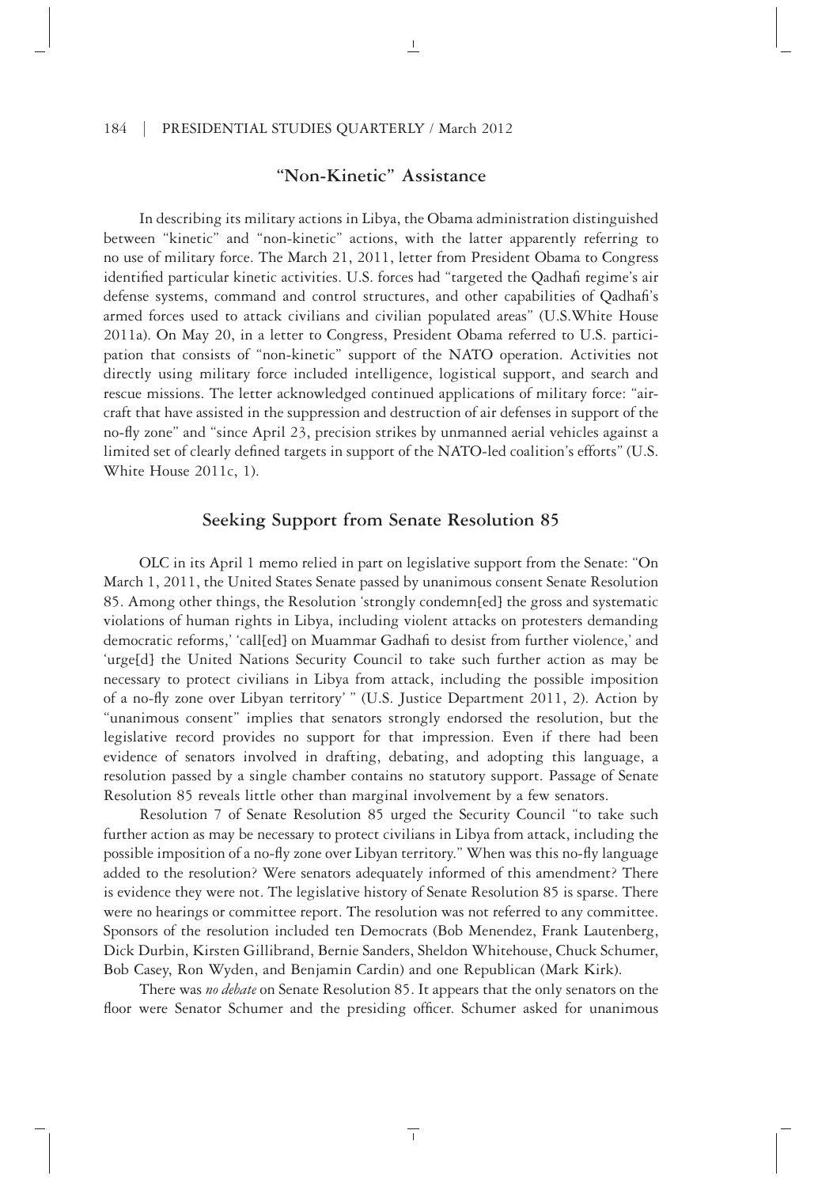## "Non-Kinetic" Assistance

In describing its military actions in Libya, the Obama administration distinguished between "kinetic" and "non-kinetic" actions, with the latter apparently referring to no use of military force. The March 21, 2011, letter from President Obama to Congress identified particular kinetic activities. U.S. forces had "targeted the Qadhafi regime's air defense systems, command and control structures, and other capabilities of Qadhafi's armed forces used to attack civilians and civilian populated areas" (U.S.White House 2011a). On May 20, in a letter to Congress, President Obama referred to U.S. participation that consists of "non-kinetic" support of the NATO operation. Activities not directly using military force included intelligence, logistical support, and search and rescue missions. The letter acknowledged continued applications of military force: "aircraft that have assisted in the suppression and destruction of air defenses in support of the no-fly zone" and "since April 23, precision strikes by unmanned aerial vehicles against a limited set of clearly defined targets in support of the NATO-led coalition's efforts" (U.S. White House 2011c, 1).

## Seeking Support from Senate Resolution 85

OLC in its April 1 memo relied in part on legislative support from the Senate: "On March 1, 2011, the United States Senate passed by unanimous consent Senate Resolution 85. Among other things, the Resolution 'strongly condemn[ed] the gross and systematic violations of human rights in Libya, including violent attacks on protesters demanding democratic reforms,' 'call[ed] on Muammar Gadhafi to desist from further violence,' and 'urge[d] the United Nations Security Council to take such further action as may be necessary to protect civilians in Libya from attack, including the possible imposition of a no-fly zone over Libyan territory' " (U.S. Justice Department 2011, 2). Action by "unanimous consent" implies that senators strongly endorsed the resolution, but the legislative record provides no support for that impression. Even if there had been evidence of senators involved in drafting, debating, and adopting this language, a resolution passed by a single chamber contains no statutory support. Passage of Senate Resolution 85 reveals little other than marginal involvement by a few senators.

Resolution 7 of Senate Resolution 85 urged the Security Council "to take such further action as may be necessary to protect civilians in Libya from attack, including the possible imposition of a no-fly zone over Libyan territory." When was this no-fly language added to the resolution? Were senators adequately informed of this amendment? There is evidence they were not. The legislative history of Senate Resolution 85 is sparse. There were no hearings or committee report. The resolution was not referred to any committee. Sponsors of the resolution included ten Democrats (Bob Menendez, Frank Lautenberg, Dick Durbin, Kirsten Gillibrand, Bernie Sanders, Sheldon Whitehouse, Chuck Schumer, Bob Casey, Ron Wyden, and Benjamin Cardin) and one Republican (Mark Kirk).

There was *no debate* on Senate Resolution 85. It appears that the only senators on the floor were Senator Schumer and the presiding officer. Schumer asked for unanimous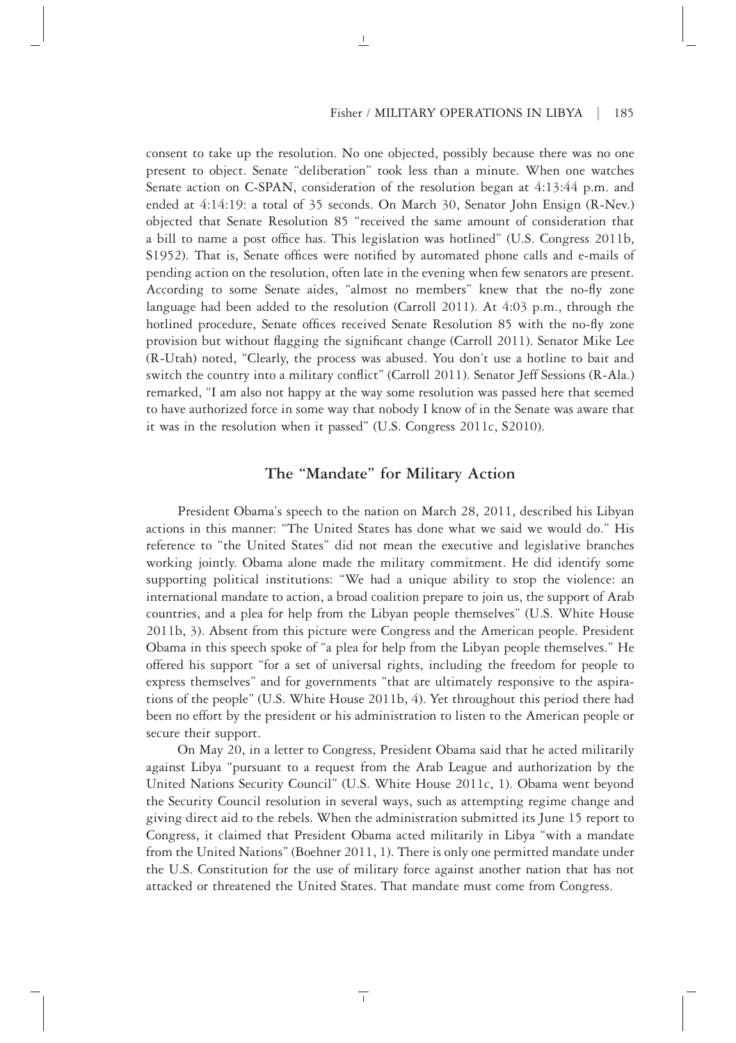consent to take up the resolution. No one objected, possibly because there was no one present to object. Senate "deliberation" took less than a minute. When one watches Senate action on C-SPAN, consideration of the resolution began at 4:13:44 p.m. and ended at 4:14:19: a total of 35 seconds. On March 30, Senator John Ensign (R-Nev.) objected that Senate Resolution 85 "received the same amount of consideration that a bill to name a post office has. This legislation was hotlined" (U.S. Congress 2011b, S1952). That is, Senate offices were notified by automated phone calls and e-mails of pending action on the resolution, often late in the evening when few senators are present. According to some Senate aides, "almost no members" knew that the no-fly zone language had been added to the resolution (Carroll 2011). At 4:03 p.m., through the hotlined procedure, Senate offices received Senate Resolution 85 with the no-fly zone provision but without flagging the significant change (Carroll 2011). Senator Mike Lee (R-Utah) noted, "Clearly, the process was abused. You don't use a hotline to bait and switch the country into a military conflict" (Carroll 2011). Senator Jeff Sessions (R-Ala.) remarked, "I am also not happy at the way some resolution was passed here that seemed to have authorized force in some way that nobody I know of in the Senate was aware that it was in the resolution when it passed" (U.S. Congress 2011c, S2010).

## The "Mandate" for Military Action

President Obama's speech to the nation on March 28, 2011, described his Libyan actions in this manner: "The United States has done what we said we would do." His reference to "the United States" did not mean the executive and legislative branches working jointly. Obama alone made the military commitment. He did identify some supporting political institutions: "We had a unique ability to stop the violence: an international mandate to action, a broad coalition prepare to join us, the support of Arab countries, and a plea for help from the Libyan people themselves" (U.S. White House 2011b, 3). Absent from this picture were Congress and the American people. President Obama in this speech spoke of "a plea for help from the Libyan people themselves." He offered his support "for a set of universal rights, including the freedom for people to express themselves" and for governments "that are ultimately responsive to the aspirations of the people" (U.S. White House 2011b, 4). Yet throughout this period there had been no effort by the president or his administration to listen to the American people or secure their support.

On May 20, in a letter to Congress, President Obama said that he acted militarily against Libya "pursuant to a request from the Arab League and authorization by the United Nations Security Council" (U.S. White House 2011c, 1). Obama went beyond the Security Council resolution in several ways, such as attempting regime change and giving direct aid to the rebels. When the administration submitted its June 15 report to Congress, it claimed that President Obama acted militarily in Libya "with a mandate from the United Nations" (Boehner 2011, 1). There is only one permitted mandate under the U.S. Constitution for the use of military force against another nation that has not attacked or threatened the United States. That mandate must come from Congress.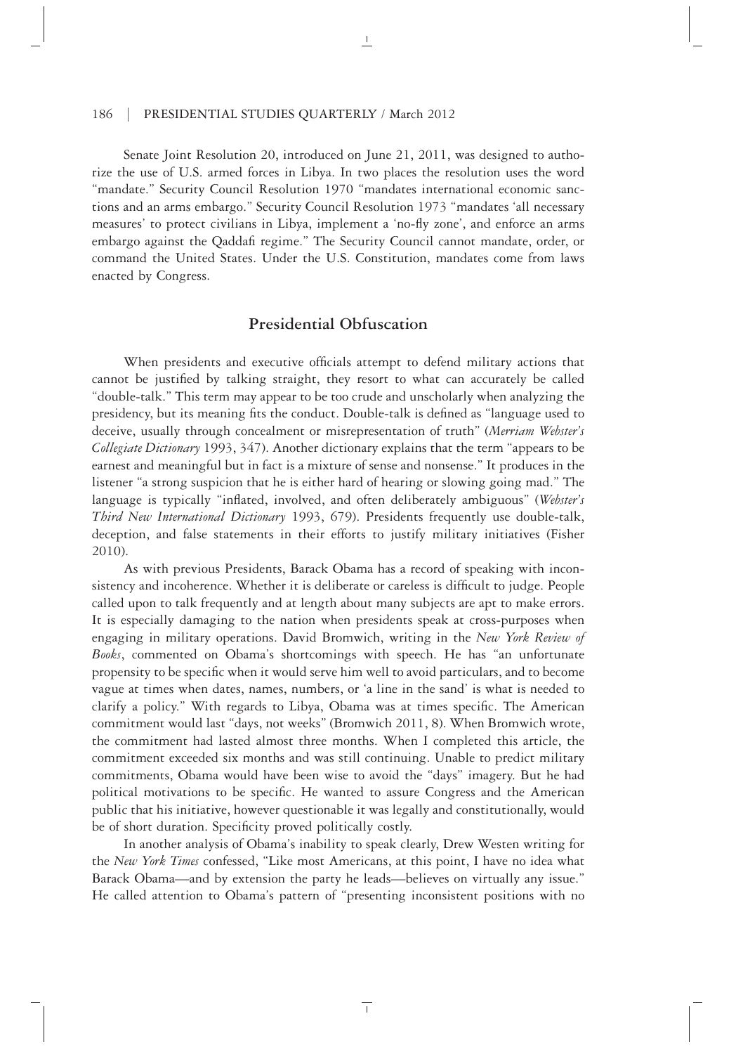Senate Joint Resolution 20, introduced on June 21, 2011, was designed to authorize the use of U.S. armed forces in Libya. In two places the resolution uses the word "mandate." Security Council Resolution 1970 "mandates international economic sanctions and an arms embargo." Security Council Resolution 1973 "mandates 'all necessary measures' to protect civilians in Libya, implement a 'no-fly zone', and enforce an arms embargo against the Qaddafi regime." The Security Council cannot mandate, order, or command the United States. Under the U.S. Constitution, mandates come from laws enacted by Congress.

## Presidential Obfuscation

When presidents and executive officials attempt to defend military actions that cannot be justified by talking straight, they resort to what can accurately be called "double-talk." This term may appear to be too crude and unscholarly when analyzing the presidency, but its meaning fits the conduct. Double-talk is defined as "language used to deceive, usually through concealment or misrepresentation of truth" (*Merriam Webster's Collegiate Dictionary* 1993, 347). Another dictionary explains that the term "appears to be earnest and meaningful but in fact is a mixture of sense and nonsense." It produces in the listener "a strong suspicion that he is either hard of hearing or slowing going mad." The language is typically "inflated, involved, and often deliberately ambiguous" (*Webster's Third New International Dictionary* 1993, 679). Presidents frequently use double-talk, deception, and false statements in their efforts to justify military initiatives (Fisher 2010).

As with previous Presidents, Barack Obama has a record of speaking with inconsistency and incoherence. Whether it is deliberate or careless is difficult to judge. People called upon to talk frequently and at length about many subjects are apt to make errors. It is especially damaging to the nation when presidents speak at cross-purposes when engaging in military operations. David Bromwich, writing in the *New York Review of Books*, commented on Obama's shortcomings with speech. He has "an unfortunate propensity to be specific when it would serve him well to avoid particulars, and to become vague at times when dates, names, numbers, or 'a line in the sand' is what is needed to clarify a policy." With regards to Libya, Obama was at times specific. The American commitment would last "days, not weeks" (Bromwich 2011, 8). When Bromwich wrote, the commitment had lasted almost three months. When I completed this article, the commitment exceeded six months and was still continuing. Unable to predict military commitments, Obama would have been wise to avoid the "days" imagery. But he had political motivations to be specific. He wanted to assure Congress and the American public that his initiative, however questionable it was legally and constitutionally, would be of short duration. Specificity proved politically costly.

In another analysis of Obama's inability to speak clearly, Drew Westen writing for the *New York Times* confessed, "Like most Americans, at this point, I have no idea what Barack Obama—and by extension the party he leads—believes on virtually any issue." He called attention to Obama's pattern of "presenting inconsistent positions with no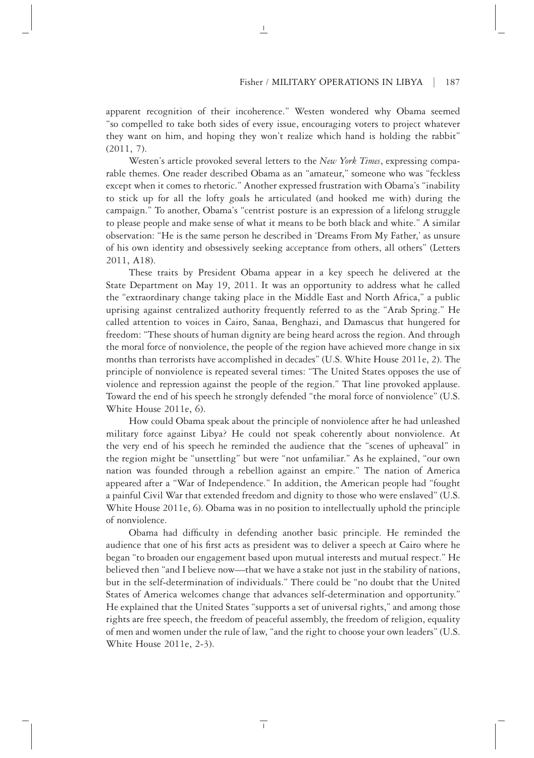apparent recognition of their incoherence." Westen wondered why Obama seemed "so compelled to take both sides of every issue, encouraging voters to project whatever they want on him, and hoping they won't realize which hand is holding the rabbit" (2011, 7).

Westen's article provoked several letters to the *New York Times*, expressing comparable themes. One reader described Obama as an "amateur," someone who was "feckless except when it comes to rhetoric." Another expressed frustration with Obama's "inability to stick up for all the lofty goals he articulated (and hooked me with) during the campaign." To another, Obama's "centrist posture is an expression of a lifelong struggle to please people and make sense of what it means to be both black and white." A similar observation: "He is the same person he described in 'Dreams From My Father,' as unsure of his own identity and obsessively seeking acceptance from others, all others" (Letters 2011, A18).

These traits by President Obama appear in a key speech he delivered at the State Department on May 19, 2011. It was an opportunity to address what he called the "extraordinary change taking place in the Middle East and North Africa," a public uprising against centralized authority frequently referred to as the "Arab Spring." He called attention to voices in Cairo, Sanaa, Benghazi, and Damascus that hungered for freedom: "These shouts of human dignity are being heard across the region. And through the moral force of nonviolence, the people of the region have achieved more change in six months than terrorists have accomplished in decades" (U.S. White House 2011e, 2). The principle of nonviolence is repeated several times: "The United States opposes the use of violence and repression against the people of the region." That line provoked applause. Toward the end of his speech he strongly defended "the moral force of nonviolence" (U.S. White House 2011e, 6).

How could Obama speak about the principle of nonviolence after he had unleashed military force against Libya? He could not speak coherently about nonviolence. At the very end of his speech he reminded the audience that the "scenes of upheaval" in the region might be "unsettling" but were "not unfamiliar." As he explained, "our own nation was founded through a rebellion against an empire." The nation of America appeared after a "War of Independence." In addition, the American people had "fought a painful Civil War that extended freedom and dignity to those who were enslaved" (U.S. White House 2011e, 6). Obama was in no position to intellectually uphold the principle of nonviolence.

Obama had difficulty in defending another basic principle. He reminded the audience that one of his first acts as president was to deliver a speech at Cairo where he began "to broaden our engagement based upon mutual interests and mutual respect." He believed then "and I believe now—that we have a stake not just in the stability of nations, but in the self-determination of individuals." There could be "no doubt that the United States of America welcomes change that advances self-determination and opportunity." He explained that the United States "supports a set of universal rights," and among those rights are free speech, the freedom of peaceful assembly, the freedom of religion, equality of men and women under the rule of law, "and the right to choose your own leaders" (U.S. White House 2011e, 2-3).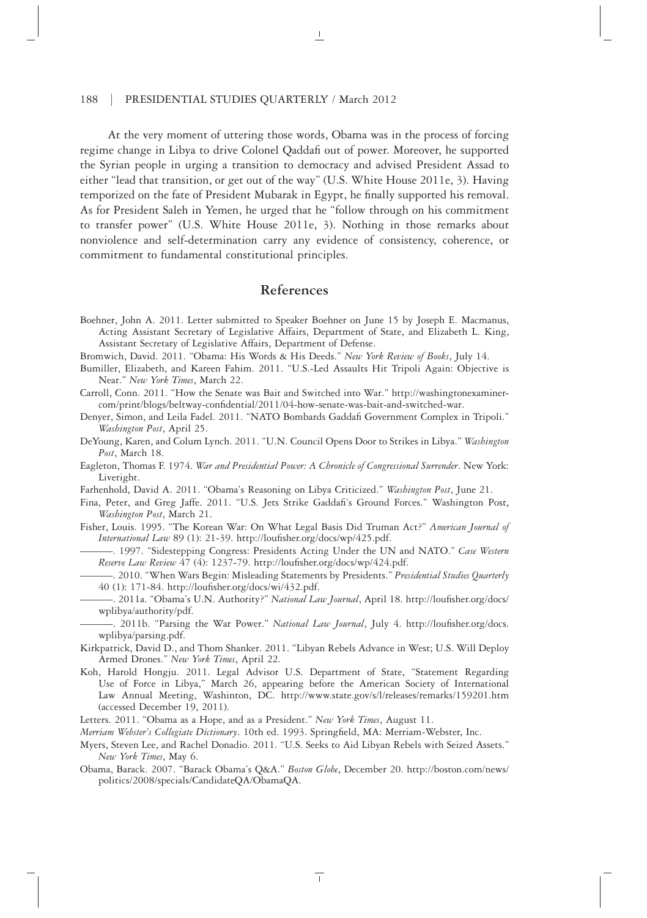At the very moment of uttering those words, Obama was in the process of forcing regime change in Libya to drive Colonel Qaddafi out of power. Moreover, he supported the Syrian people in urging a transition to democracy and advised President Assad to either "lead that transition, or get out of the way" (U.S. White House 2011e, 3). Having temporized on the fate of President Mubarak in Egypt, he finally supported his removal. As for President Saleh in Yemen, he urged that he "follow through on his commitment to transfer power" (U.S. White House 2011e, 3). Nothing in those remarks about nonviolence and self-determination carry any evidence of consistency, coherence, or commitment to fundamental constitutional principles.

## References

Boehner, John A. 2011. Letter submitted to Speaker Boehner on June 15 by Joseph E. Macmanus, Acting Assistant Secretary of Legislative Affairs, Department of State, and Elizabeth L. King, Assistant Secretary of Legislative Affairs, Department of Defense.

Bromwich, David. 2011. "Obama: His Words & His Deeds." *New York Review of Books*, July 14.

Bumiller, Elizabeth, and Kareen Fahim. 2011. "U.S.-Led Assaults Hit Tripoli Again: Objective is Near." *New York Times*, March 22.

Carroll, Conn. 2011. "How the Senate was Bait and Switched into War." http://washingtonexaminer-com/print/blogs/beltway-confidential/2011/04-how-senate-was-bait-and-switched-war.

Denyer, Simon, and Leila Fadel. 2011. "NATO Bombards Gaddafi Government Complex in Tripoli." *Washington Post*, April 25.

DeYoung, Karen, and Colum Lynch. 2011. "U.N. Council Opens Door to Strikes in Libya." *Washington Post*, March 18.

Eagleton, Thomas F. 1974. *War and Presidential Power: A Chronicle of Congressional Surrender*. New York: Liveright.

Farhenhold, David A. 2011. "Obama's Reasoning on Libya Criticized." *Washington Post*, June 21.

Fina, Peter, and Greg Jaffe. 2011. "U.S. Jets Strike Gaddafi's Ground Forces." Washington Post, *Washington Post*, March 21.

Fisher, Louis. 1995. "The Korean War: On What Legal Basis Did Truman Act?" *American Journal of International Law* 89 (1): 21-39. http://loufisher.org/docs/wp/425.pdf.

———. 1997. "Sidestepping Congress: Presidents Acting Under the UN and NATO." *Case Western Reserve Law Review* 47 (4): 1237-79. http://loufisher.org/docs/wp/424.pdf.

———. 2010. "When Wars Begin: Misleading Statements by Presidents." *Presidential Studies Quarterly* 40 (1): 171-84. http://loufisher.org/docs/wi/432.pdf.

———. 2011a. "Obama's U.N. Authority?" *National Law Journal*, April 18. http://loufisher.org/docs/wplibya/authority/pdf.

———. 2011b. "Parsing the War Power." *National Law Journal*, July 4. http://loufisher.org/docs.wplibya/parsing.pdf.

Kirkpatrick, David D., and Thom Shanker. 2011. "Libyan Rebels Advance in West; U.S. Will Deploy Armed Drones." *New York Times*, April 22.

Koh, Harold Hongju. 2011. Legal Advisor U.S. Department of State, "Statement Regarding Use of Force in Libya," March 26, appearing before the American Society of International Law Annual Meeting, Washinton, DC. http://www.state.gov/s/l/releases/remarks/159201.htm (accessed December 19, 2011).

Letters. 2011. "Obama as a Hope, and as a President." *New York Times*, August 11.

*Merriam Webster's Collegiate Dictionary*. 10th ed. 1993. Springfield, MA: Merriam-Webster, Inc.

Myers, Steven Lee, and Rachel Donadio. 2011. "U.S. Seeks to Aid Libyan Rebels with Seized Assets." *New York Times*, May 6.

Obama, Barack. 2007. "Barack Obama's Q&A." *Boston Globe*, December 20. http://boston.com/news/politics/2008/specials/CandidateQA/ObamaQA.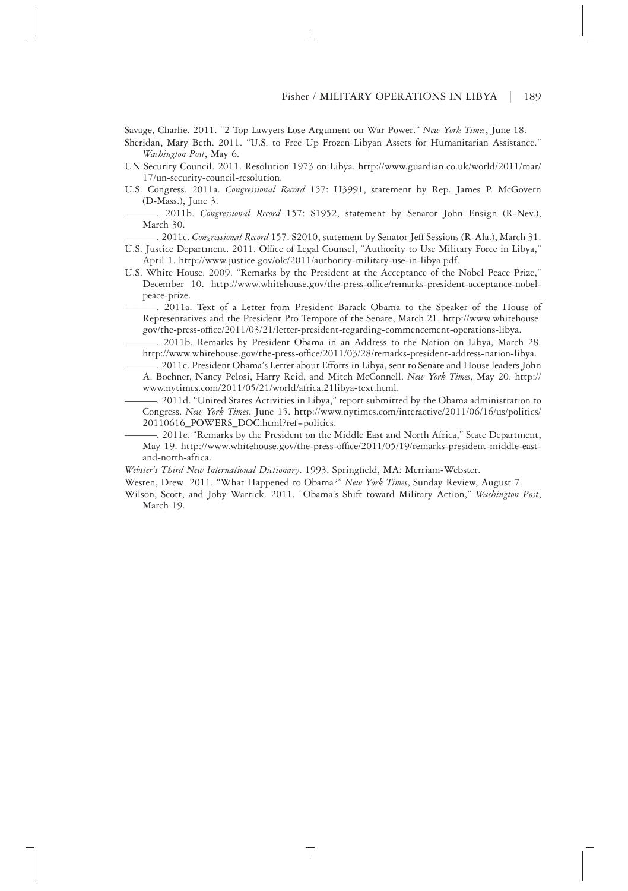Savage, Charlie. 2011. "2 Top Lawyers Lose Argument on War Power." *New York Times*, June 18.

Sheridan, Mary Beth. 2011. "U.S. to Free Up Frozen Libyan Assets for Humanitarian Assistance." *Washington Post*, May 6.

UN Security Council. 2011. Resolution 1973 on Libya. http://www.guardian.co.uk/world/2011/mar/17/un-security-council-resolution.

U.S. Congress. 2011a. *Congressional Record* 157: H3991, statement by Rep. James P. McGovern (D-Mass.), June 3.

———. 2011b. *Congressional Record* 157: S1952, statement by Senator John Ensign (R-Nev.), March 30.

———. 2011c. *Congressional Record* 157: S2010, statement by Senator Jeff Sessions (R-Ala.), March 31.

U.S. Justice Department. 2011. Office of Legal Counsel, "Authority to Use Military Force in Libya," April 1. http://www.justice.gov/olc/2011/authority-military-use-in-libya.pdf.

U.S. White House. 2009. "Remarks by the President at the Acceptance of the Nobel Peace Prize," December 10. http://www.whitehouse.gov/the-press-office/remarks-president-acceptance-nobel-peace-prize.

———. 2011a. Text of a Letter from President Barack Obama to the Speaker of the House of Representatives and the President Pro Tempore of the Senate, March 21. http://www.whitehouse.gov/the-press-office/2011/03/21/letter-president-regarding-commencement-operations-libya.

———. 2011b. Remarks by President Obama in an Address to the Nation on Libya, March 28. http://www.whitehouse.gov/the-press-office/2011/03/28/remarks-president-address-nation-libya.

———. 2011c. President Obama's Letter about Efforts in Libya, sent to Senate and House leaders John A. Boehner, Nancy Pelosi, Harry Reid, and Mitch McConnell. *New York Times*, May 20. http://www.nytimes.com/2011/05/21/world/africa.21libya-text.html.

———. 2011d. "United States Activities in Libya," report submitted by the Obama administration to Congress. *New York Times*, June 15. http://www.nytimes.com/interactive/2011/06/16/us/politics/20110616_POWERS_DOC.html?ref=politics.

———. 2011e. "Remarks by the President on the Middle East and North Africa," State Department, May 19. http://www.whitehouse.gov/the-press-office/2011/05/19/remarks-president-middle-east-and-north-africa.

*Webster's Third New International Dictionary*. 1993. Springfield, MA: Merriam-Webster.

Westen, Drew. 2011. "What Happened to Obama?" *New York Times*, Sunday Review, August 7.

Wilson, Scott, and Joby Warrick. 2011. "Obama's Shift toward Military Action," *Washington Post*, March 19.